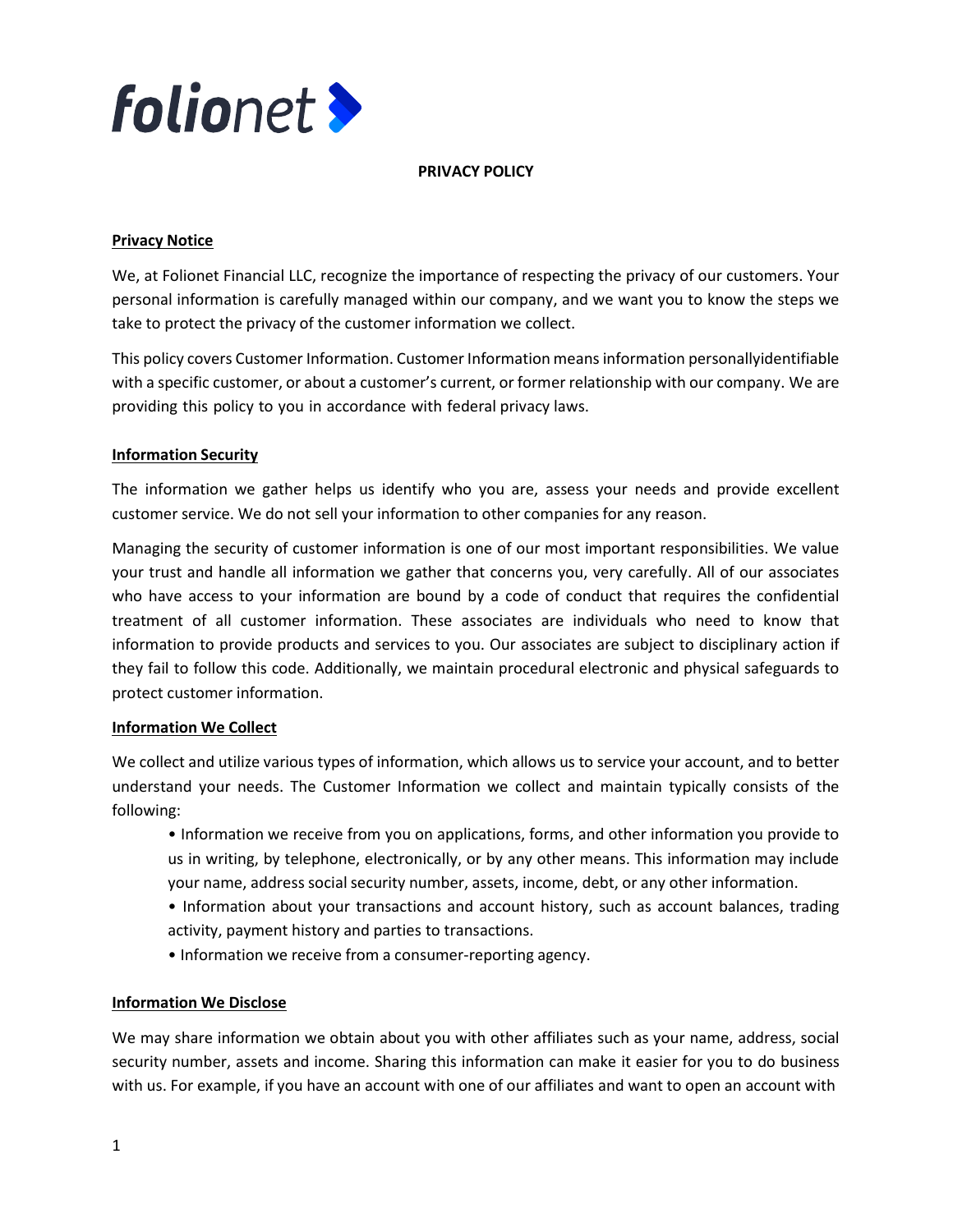folionet

**PRIVACY POLICY**

**Privacy Notice**

We, at Folionet Financial LLC, recognize the importance of respecting the privacy of our customers. Your personal information is carefully managed within our company, and we want you to know the steps we take to protect the privacy of the customer information we collect.

This policy covers Customer Information. Customer Information means information personallyidentifiable with a specific customer, or about a customer's current, or former relationship with our company. We are providing this policy to you in accordance with federal privacy laws.

**Information Security**

The information we gather helps us identify who you are, assess your needs and provide excellent customer service. We do not sell your information to other companies for any reason.

Managing the security of customer information is one of our most important responsibilities. We value your trust and handle all information we gather that concerns you, very carefully. All of our associates who have access to your information are bound by a code of conduct that requires the confidential treatment of all customer information. These associates are individuals who need to know that information to provide products and services to you. Our associates are subject to disciplinary action if they fail to follow this code. Additionally, we maintain procedural electronic and physical safeguards to protect customer information.

**Information We Collect**

We collect and utilize various types of information, which allows us to service your account, and to better understand your needs. The Customer Information we collect and maintain typically consists of the following:

- Information we receive from you on applications, forms, and other information you provide to us in writing, by telephone, electronically, or by any other means. This information may include your name, address social security number, assets, income, debt, or any other information.
- Information about your transactions and account history, such as account balances, trading activity, payment history and parties to transactions.
- Information we receive from a consumer-reporting agency.

**Information We Disclose**

We may share information we obtain about you with other affiliates such as your name, address, social security number, assets and income. Sharing this information can make it easier for you to do business with us. For example, if you have an account with one of our affiliates and want to open an account with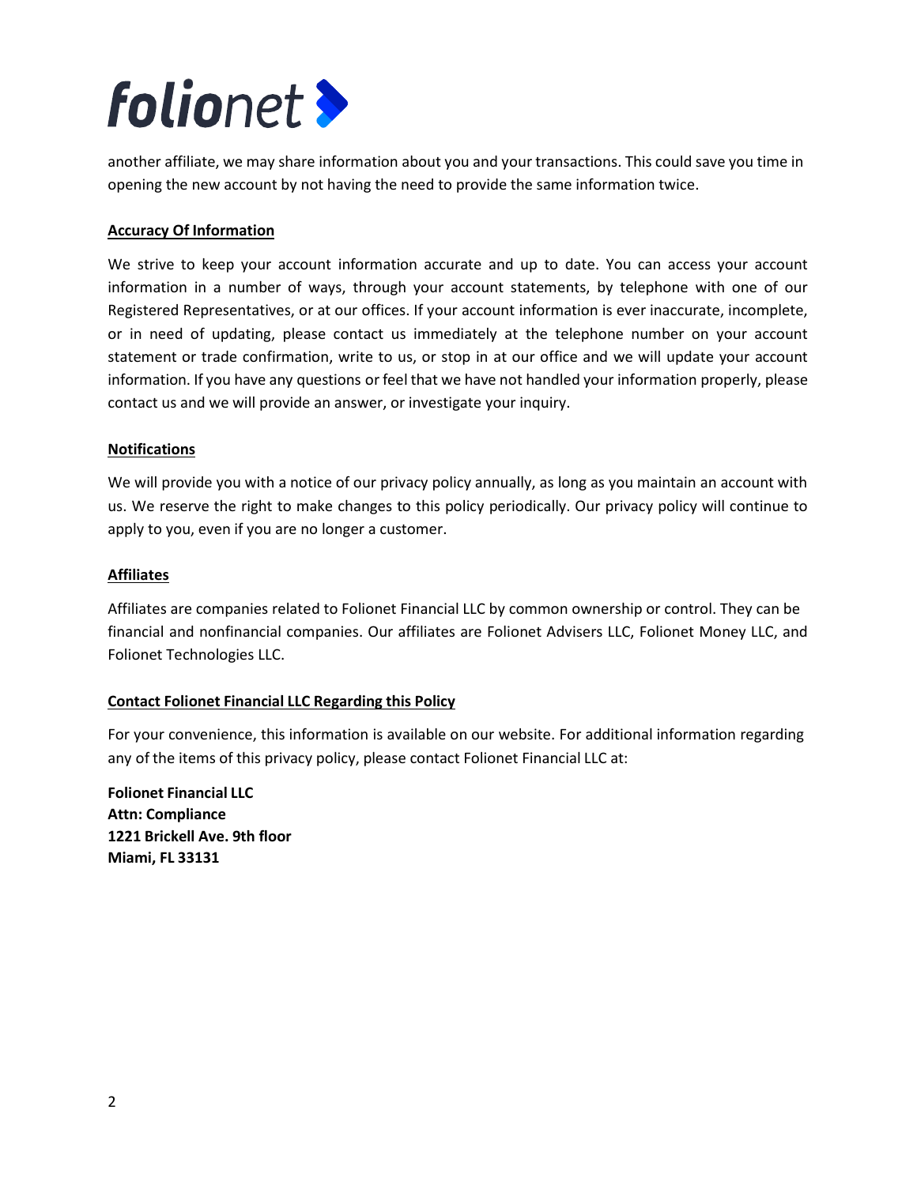another affiliate, we may share information about you and your transactions. This could save you time in opening the new account by not having the need to provide the same information twice.

## Accuracy Of Information

We strive to keep your account information accurate and up to date. You can access your account information in a number of ways, through your account statements, by telephone with one of our Registered Representatives, or at our offices. If your account information is ever inaccurate, incomplete, or in need of updating, please contact us immediately at the telephone number on your account statement or trade confirmation, write to us, or stop in at our office and we will update your account information. If you have any questions or feel that we have not handled your information properly, please contact us and we will provide an answer, or investigate your inquiry.

## Notifications

We will provide you with a notice of our privacy policy annually, as long as you maintain an account with us. We reserve the right to make changes to this policy periodically. Our privacy policy will continue to apply to you, even if you are no longer a customer.

## Affiliates

Affiliates are companies related to Folionet Financial LLC by common ownership or control. They can be financial and nonfinancial companies. Our affiliates are Folionet Advisers LLC, Folionet Money LLC, and Folionet Technologies LLC.

## Contact Folionet Financial LLC Regarding this Policy

For your convenience, this information is available on our website. For additional information regarding any of the items of this privacy policy, please contact Folionet Financial LLC at:

**Folionet Financial LLC**
**Attn: Compliance**
**1221 Brickell Ave. 9th floor**
**Miami, FL 33131**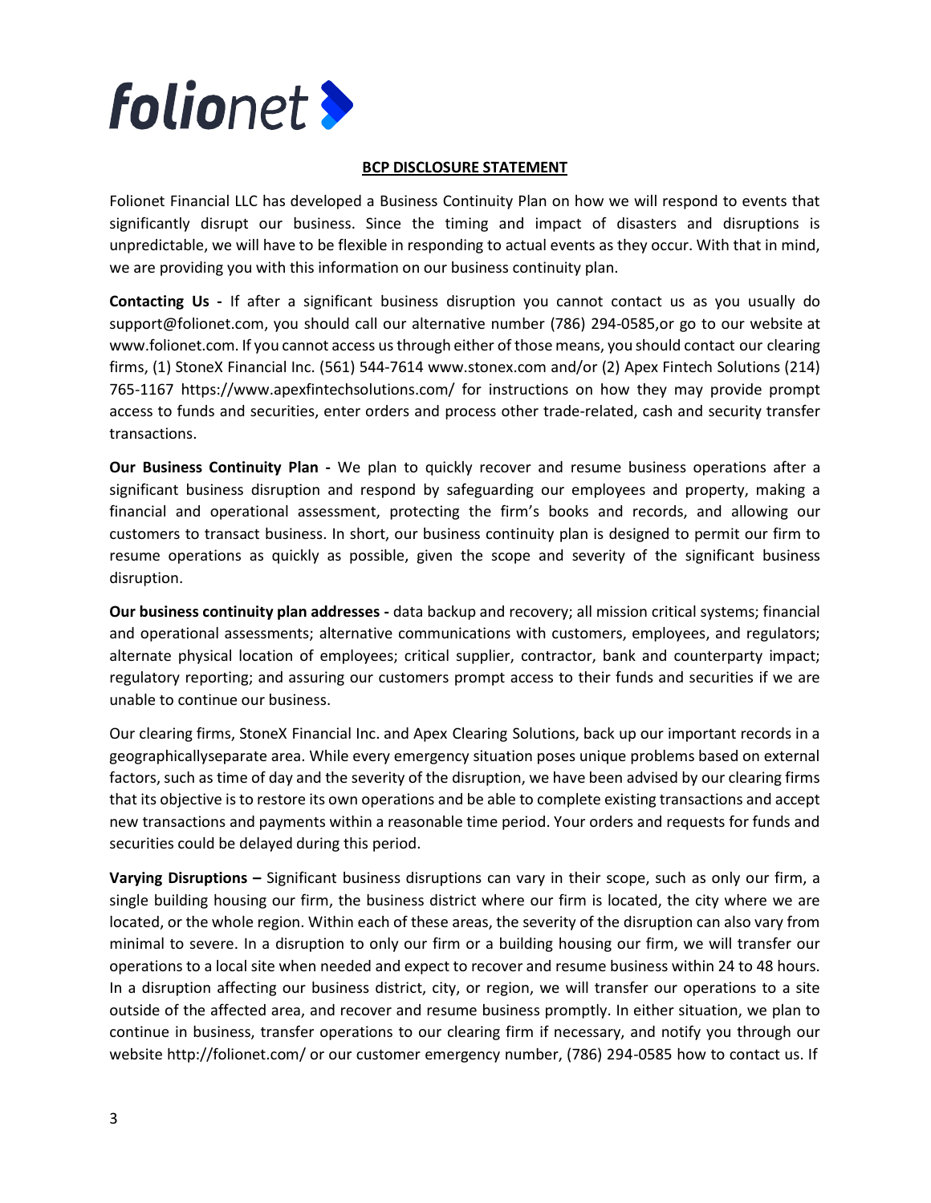# folionet

**BCP DISCLOSURE STATEMENT**

Folionet Financial LLC has developed a Business Continuity Plan on how we will respond to events that significantly disrupt our business. Since the timing and impact of disasters and disruptions is unpredictable, we will have to be flexible in responding to actual events as they occur. With that in mind, we are providing you with this information on our business continuity plan.

**Contacting Us -** If after a significant business disruption you cannot contact us as you usually do support@folionet.com, you should call our alternative number (786) 294-0585,or go to our website at www.folionet.com. If you cannot access us through either of those means, you should contact our clearing firms, (1) StoneX Financial Inc. (561) 544-7614 www.stonex.com and/or (2) Apex Fintech Solutions (214) 765-1167 https://www.apexfintechsolutions.com/ for instructions on how they may provide prompt access to funds and securities, enter orders and process other trade-related, cash and security transfer transactions.

**Our Business Continuity Plan -** We plan to quickly recover and resume business operations after a significant business disruption and respond by safeguarding our employees and property, making a financial and operational assessment, protecting the firm's books and records, and allowing our customers to transact business. In short, our business continuity plan is designed to permit our firm to resume operations as quickly as possible, given the scope and severity of the significant business disruption.

**Our business continuity plan addresses -** data backup and recovery; all mission critical systems; financial and operational assessments; alternative communications with customers, employees, and regulators; alternate physical location of employees; critical supplier, contractor, bank and counterparty impact; regulatory reporting; and assuring our customers prompt access to their funds and securities if we are unable to continue our business.

Our clearing firms, StoneX Financial Inc. and Apex Clearing Solutions, back up our important records in a geographicallyseparate area. While every emergency situation poses unique problems based on external factors, such as time of day and the severity of the disruption, we have been advised by our clearing firms that its objective is to restore its own operations and be able to complete existing transactions and accept new transactions and payments within a reasonable time period. Your orders and requests for funds and securities could be delayed during this period.

**Varying Disruptions –** Significant business disruptions can vary in their scope, such as only our firm, a single building housing our firm, the business district where our firm is located, the city where we are located, or the whole region. Within each of these areas, the severity of the disruption can also vary from minimal to severe. In a disruption to only our firm or a building housing our firm, we will transfer our operations to a local site when needed and expect to recover and resume business within 24 to 48 hours. In a disruption affecting our business district, city, or region, we will transfer our operations to a site outside of the affected area, and recover and resume business promptly. In either situation, we plan to continue in business, transfer operations to our clearing firm if necessary, and notify you through our website http://folionet.com/ or our customer emergency number, (786) 294-0585 how to contact us. If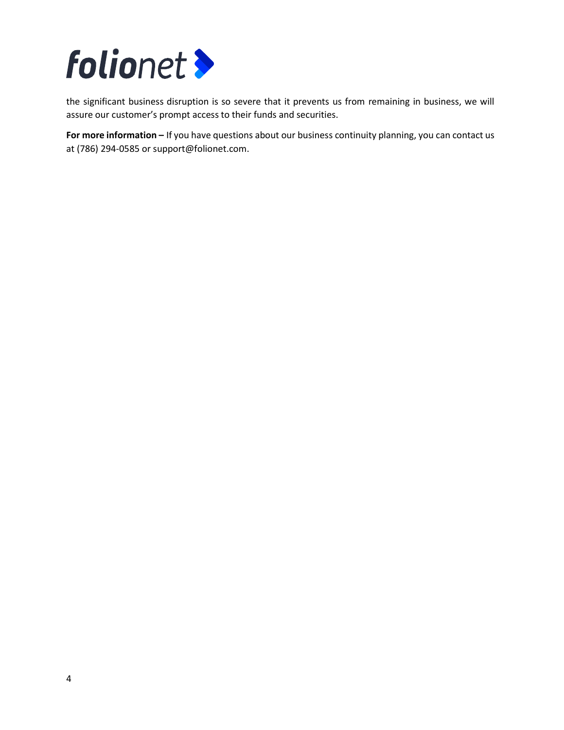the significant business disruption is so severe that it prevents us from remaining in business, we will assure our customer's prompt access to their funds and securities.

**For more information –** If you have questions about our business continuity planning, you can contact us at (786) 294-0585 or support@folionet.com.